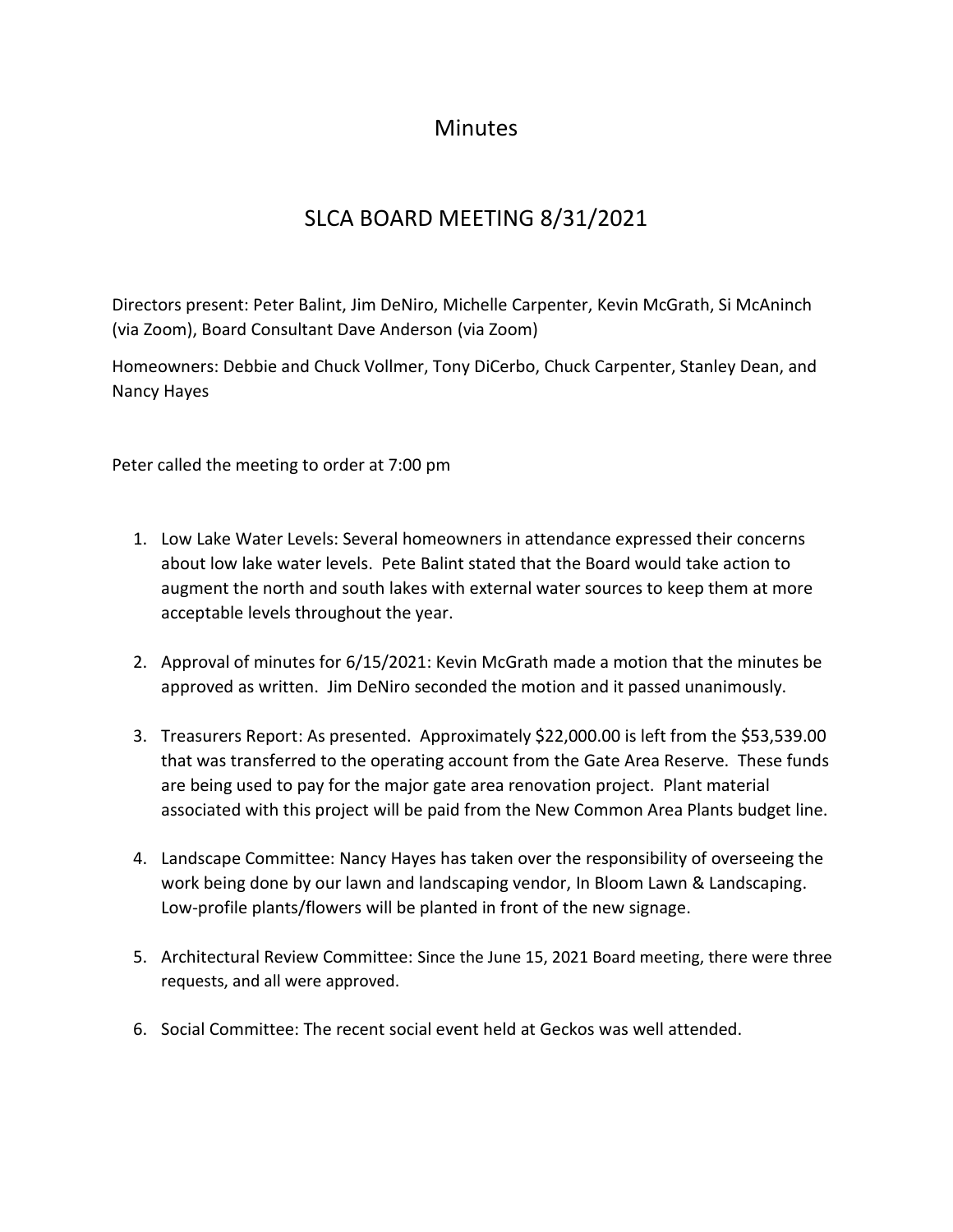# Minutes

## SLCA BOARD MEETING 8/31/2021

Directors present: Peter Balint, Jim DeNiro, Michelle Carpenter, Kevin McGrath, Si McAninch (via Zoom), Board Consultant Dave Anderson (via Zoom)

Homeowners: Debbie and Chuck Vollmer, Tony DiCerbo, Chuck Carpenter, Stanley Dean, and Nancy Hayes

Peter called the meeting to order at 7:00 pm

1. Low Lake Water Levels: Several homeowners in attendance expressed their concerns about low lake water levels. Pete Balint stated that the Board would take action to augment the north and south lakes with external water sources to keep them at more acceptable levels throughout the year.

2. Approval of minutes for 6/15/2021: Kevin McGrath made a motion that the minutes be approved as written. Jim DeNiro seconded the motion and it passed unanimously.

3. Treasurers Report: As presented. Approximately $22,000.00 is left from the $53,539.00 that was transferred to the operating account from the Gate Area Reserve. These funds are being used to pay for the major gate area renovation project. Plant material associated with this project will be paid from the New Common Area Plants budget line.

4. Landscape Committee: Nancy Hayes has taken over the responsibility of overseeing the work being done by our lawn and landscaping vendor, In Bloom Lawn & Landscaping. Low-profile plants/flowers will be planted in front of the new signage.

5. Architectural Review Committee: Since the June 15, 2021 Board meeting, there were three requests, and all were approved.

6. Social Committee: The recent social event held at Geckos was well attended.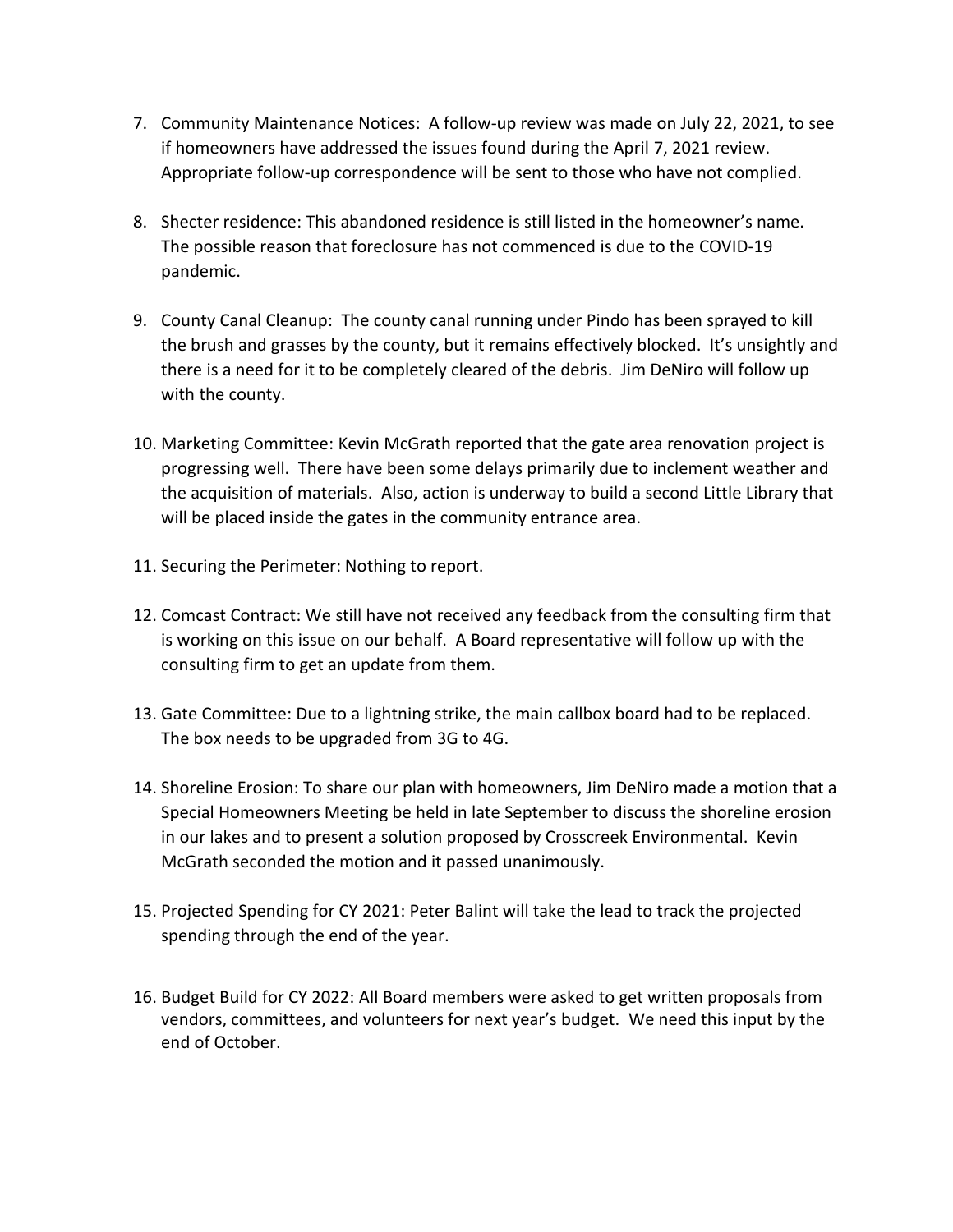7. Community Maintenance Notices: A follow-up review was made on July 22, 2021, to see if homeowners have addressed the issues found during the April 7, 2021 review. Appropriate follow-up correspondence will be sent to those who have not complied.

8. Shecter residence: This abandoned residence is still listed in the homeowner's name. The possible reason that foreclosure has not commenced is due to the COVID-19 pandemic.

9. County Canal Cleanup: The county canal running under Pindo has been sprayed to kill the brush and grasses by the county, but it remains effectively blocked. It's unsightly and there is a need for it to be completely cleared of the debris. Jim DeNiro will follow up with the county.

10. Marketing Committee: Kevin McGrath reported that the gate area renovation project is progressing well. There have been some delays primarily due to inclement weather and the acquisition of materials. Also, action is underway to build a second Little Library that will be placed inside the gates in the community entrance area.

11. Securing the Perimeter: Nothing to report.

12. Comcast Contract: We still have not received any feedback from the consulting firm that is working on this issue on our behalf. A Board representative will follow up with the consulting firm to get an update from them.

13. Gate Committee: Due to a lightning strike, the main callbox board had to be replaced. The box needs to be upgraded from 3G to 4G.

14. Shoreline Erosion: To share our plan with homeowners, Jim DeNiro made a motion that a Special Homeowners Meeting be held in late September to discuss the shoreline erosion in our lakes and to present a solution proposed by Crosscreek Environmental. Kevin McGrath seconded the motion and it passed unanimously.

15. Projected Spending for CY 2021: Peter Balint will take the lead to track the projected spending through the end of the year.

16. Budget Build for CY 2022: All Board members were asked to get written proposals from vendors, committees, and volunteers for next year's budget. We need this input by the end of October.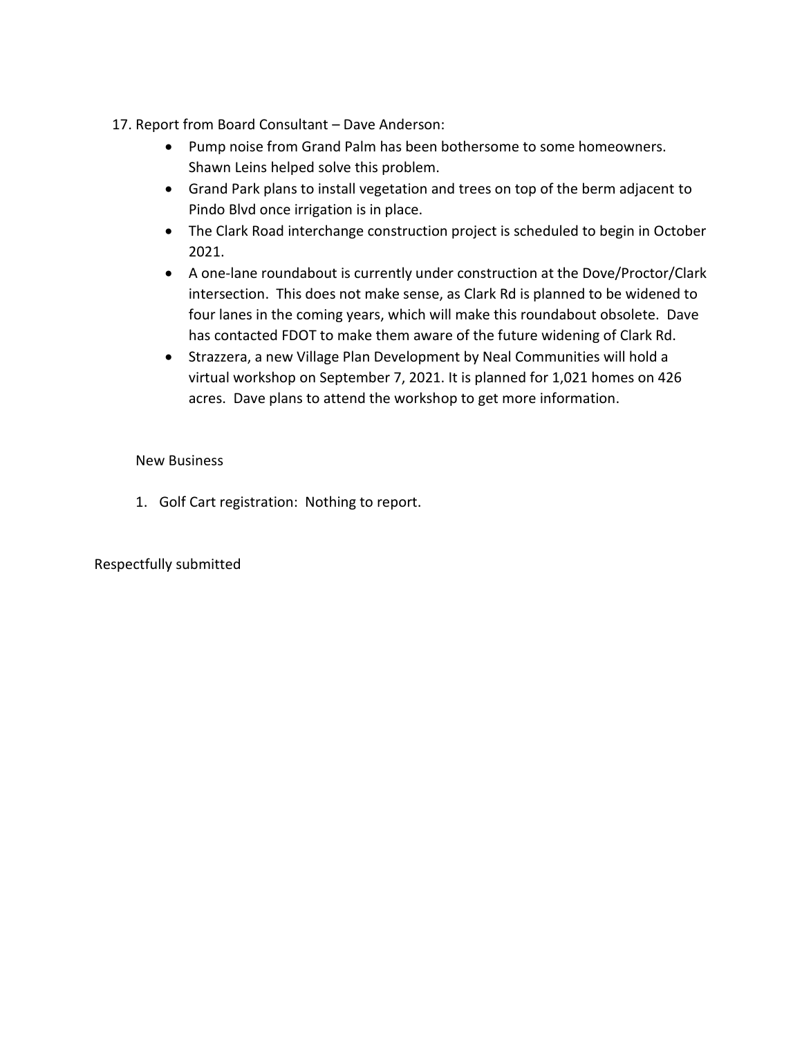17. Report from Board Consultant – Dave Anderson:
    - Pump noise from Grand Palm has been bothersome to some homeowners. Shawn Leins helped solve this problem.
    - Grand Park plans to install vegetation and trees on top of the berm adjacent to Pindo Blvd once irrigation is in place.
    - The Clark Road interchange construction project is scheduled to begin in October 2021.
    - A one-lane roundabout is currently under construction at the Dove/Proctor/Clark intersection. This does not make sense, as Clark Rd is planned to be widened to four lanes in the coming years, which will make this roundabout obsolete. Dave has contacted FDOT to make them aware of the future widening of Clark Rd.
    - Strazzera, a new Village Plan Development by Neal Communities will hold a virtual workshop on September 7, 2021. It is planned for 1,021 homes on 426 acres. Dave plans to attend the workshop to get more information.

New Business

1. Golf Cart registration: Nothing to report.

Respectfully submitted